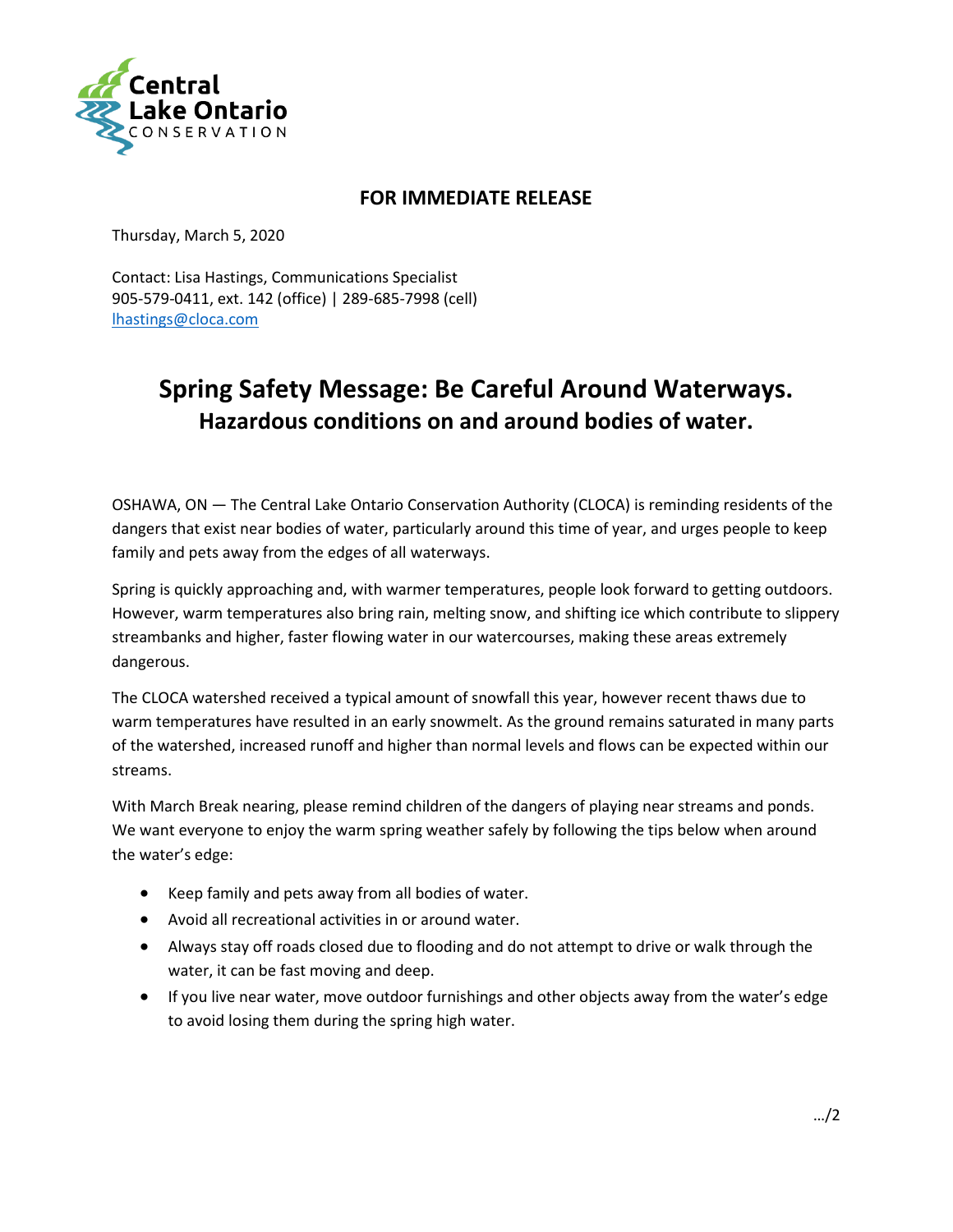Central Lake Ontario CONSERVATION

**FOR IMMEDIATE RELEASE**

Thursday, March 5, 2020

Contact: Lisa Hastings, Communications Specialist
905-579-0411, ext. 142 (office) | 289-685-7998 (cell)
lhastings@cloca.com

# Spring Safety Message: Be Careful Around Waterways.

## Hazardous conditions on and around bodies of water.

OSHAWA, ON — The Central Lake Ontario Conservation Authority (CLOCA) is reminding residents of the dangers that exist near bodies of water, particularly around this time of year, and urges people to keep family and pets away from the edges of all waterways.

Spring is quickly approaching and, with warmer temperatures, people look forward to getting outdoors. However, warm temperatures also bring rain, melting snow, and shifting ice which contribute to slippery streambanks and higher, faster flowing water in our watercourses, making these areas extremely dangerous.

The CLOCA watershed received a typical amount of snowfall this year, however recent thaws due to warm temperatures have resulted in an early snowmelt. As the ground remains saturated in many parts of the watershed, increased runoff and higher than normal levels and flows can be expected within our streams.

With March Break nearing, please remind children of the dangers of playing near streams and ponds. We want everyone to enjoy the warm spring weather safely by following the tips below when around the water's edge:

- Keep family and pets away from all bodies of water.
- Avoid all recreational activities in or around water.
- Always stay off roads closed due to flooding and do not attempt to drive or walk through the water, it can be fast moving and deep.
- If you live near water, move outdoor furnishings and other objects away from the water's edge to avoid losing them during the spring high water.

.../2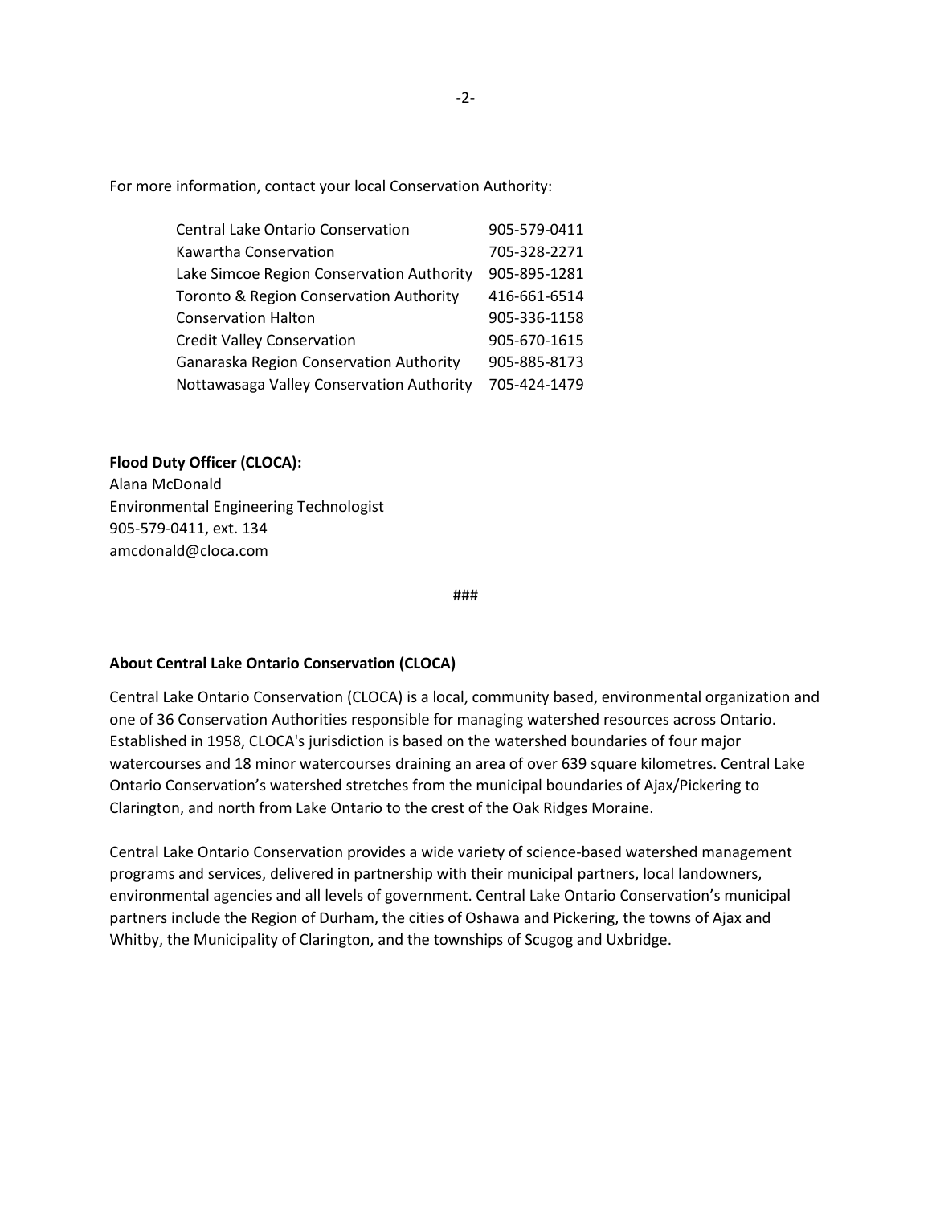For more information, contact your local Conservation Authority:

| | |
|---|---|
| Central Lake Ontario Conservation | 905-579-0411 |
| Kawartha Conservation | 705-328-2271 |
| Lake Simcoe Region Conservation Authority | 905-895-1281 |
| Toronto & Region Conservation Authority | 416-661-6514 |
| Conservation Halton | 905-336-1158 |
| Credit Valley Conservation | 905-670-1615 |
| Ganaraska Region Conservation Authority | 905-885-8173 |
| Nottawasaga Valley Conservation Authority | 705-424-1479 |

**Flood Duty Officer (CLOCA):**
Alana McDonald
Environmental Engineering Technologist
905-579-0411, ext. 134
amcdonald@cloca.com

###

**About Central Lake Ontario Conservation (CLOCA)**

Central Lake Ontario Conservation (CLOCA) is a local, community based, environmental organization and one of 36 Conservation Authorities responsible for managing watershed resources across Ontario. Established in 1958, CLOCA's jurisdiction is based on the watershed boundaries of four major watercourses and 18 minor watercourses draining an area of over 639 square kilometres. Central Lake Ontario Conservation's watershed stretches from the municipal boundaries of Ajax/Pickering to Clarington, and north from Lake Ontario to the crest of the Oak Ridges Moraine.

Central Lake Ontario Conservation provides a wide variety of science-based watershed management programs and services, delivered in partnership with their municipal partners, local landowners, environmental agencies and all levels of government. Central Lake Ontario Conservation's municipal partners include the Region of Durham, the cities of Oshawa and Pickering, the towns of Ajax and Whitby, the Municipality of Clarington, and the townships of Scugog and Uxbridge.